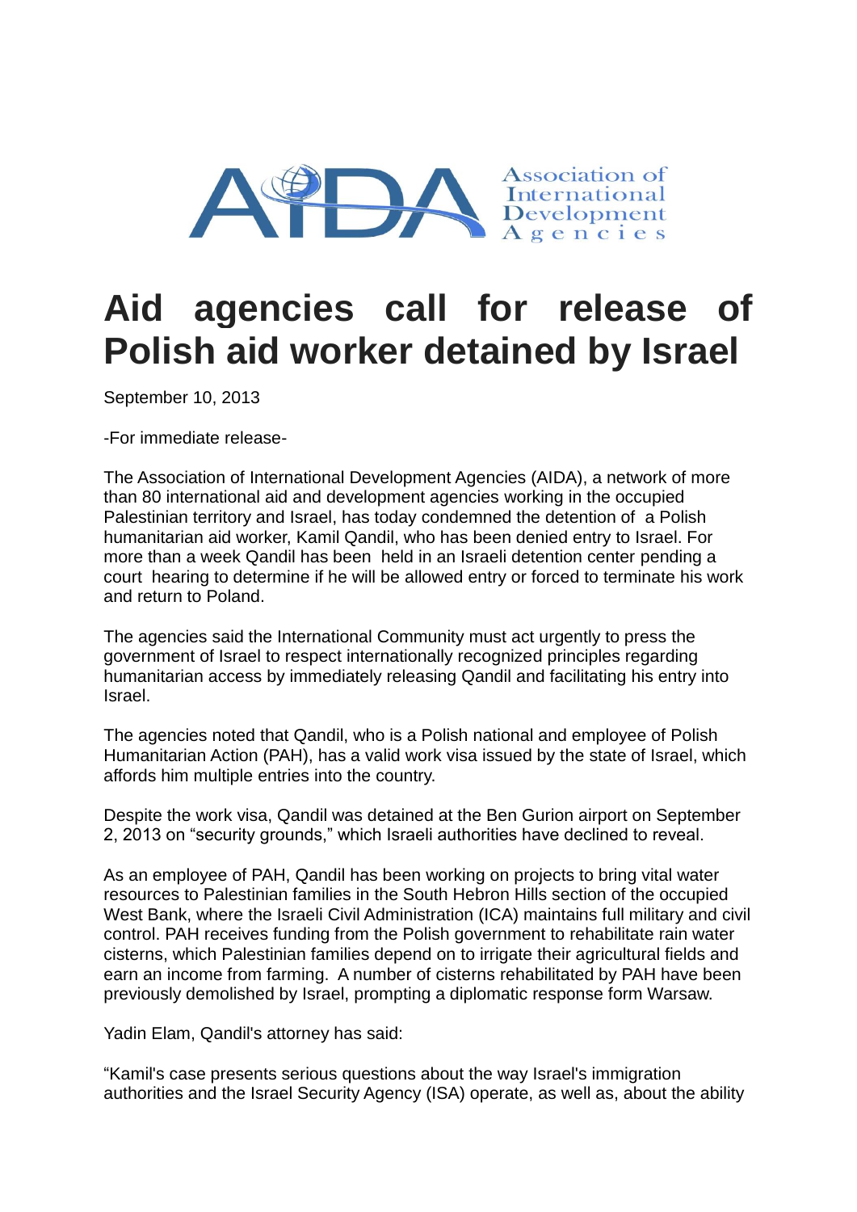AIDA Association of International Development Agencies

# Aid agencies call for release of Polish aid worker detained by Israel

September 10, 2013

-For immediate release-

The Association of International Development Agencies (AIDA), a network of more than 80 international aid and development agencies working in the occupied Palestinian territory and Israel, has today condemned the detention of a Polish humanitarian aid worker, Kamil Qandil, who has been denied entry to Israel. For more than a week Qandil has been held in an Israeli detention center pending a court hearing to determine if he will be allowed entry or forced to terminate his work and return to Poland.

The agencies said the International Community must act urgently to press the government of Israel to respect internationally recognized principles regarding humanitarian access by immediately releasing Qandil and facilitating his entry into Israel.

The agencies noted that Qandil, who is a Polish national and employee of Polish Humanitarian Action (PAH), has a valid work visa issued by the state of Israel, which affords him multiple entries into the country.

Despite the work visa, Qandil was detained at the Ben Gurion airport on September 2, 2013 on "security grounds," which Israeli authorities have declined to reveal.

As an employee of PAH, Qandil has been working on projects to bring vital water resources to Palestinian families in the South Hebron Hills section of the occupied West Bank, where the Israeli Civil Administration (ICA) maintains full military and civil control. PAH receives funding from the Polish government to rehabilitate rain water cisterns, which Palestinian families depend on to irrigate their agricultural fields and earn an income from farming. A number of cisterns rehabilitated by PAH have been previously demolished by Israel, prompting a diplomatic response form Warsaw.

Yadin Elam, Qandil's attorney has said:

"Kamil's case presents serious questions about the way Israel's immigration authorities and the Israel Security Agency (ISA) operate, as well as, about the ability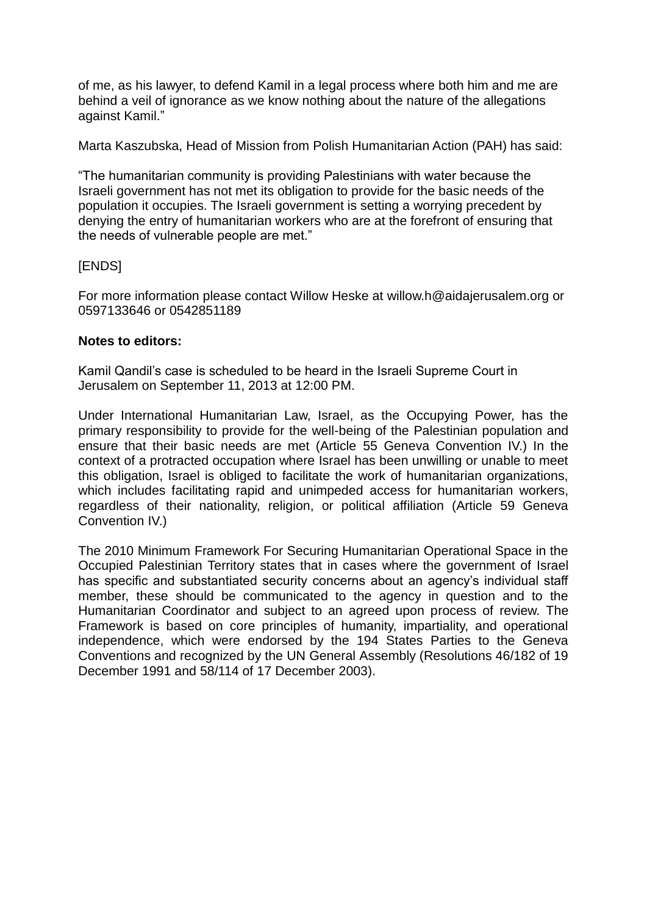of me, as his lawyer, to defend Kamil in a legal process where both him and me are behind a veil of ignorance as we know nothing about the nature of the allegations against Kamil."

Marta Kaszubska, Head of Mission from Polish Humanitarian Action (PAH) has said:

"The humanitarian community is providing Palestinians with water because the Israeli government has not met its obligation to provide for the basic needs of the population it occupies. The Israeli government is setting a worrying precedent by denying the entry of humanitarian workers who are at the forefront of ensuring that the needs of vulnerable people are met."

[ENDS]

For more information please contact Willow Heske at willow.h@aidajerusalem.org or 0597133646 or 0542851189

**Notes to editors:**

Kamil Qandil's case is scheduled to be heard in the Israeli Supreme Court in Jerusalem on September 11, 2013 at 12:00 PM.

Under International Humanitarian Law, Israel, as the Occupying Power, has the primary responsibility to provide for the well-being of the Palestinian population and ensure that their basic needs are met (Article 55 Geneva Convention IV.) In the context of a protracted occupation where Israel has been unwilling or unable to meet this obligation, Israel is obliged to facilitate the work of humanitarian organizations, which includes facilitating rapid and unimpeded access for humanitarian workers, regardless of their nationality, religion, or political affiliation (Article 59 Geneva Convention IV.)

The 2010 Minimum Framework For Securing Humanitarian Operational Space in the Occupied Palestinian Territory states that in cases where the government of Israel has specific and substantiated security concerns about an agency's individual staff member, these should be communicated to the agency in question and to the Humanitarian Coordinator and subject to an agreed upon process of review. The Framework is based on core principles of humanity, impartiality, and operational independence, which were endorsed by the 194 States Parties to the Geneva Conventions and recognized by the UN General Assembly (Resolutions 46/182 of 19 December 1991 and 58/114 of 17 December 2003).